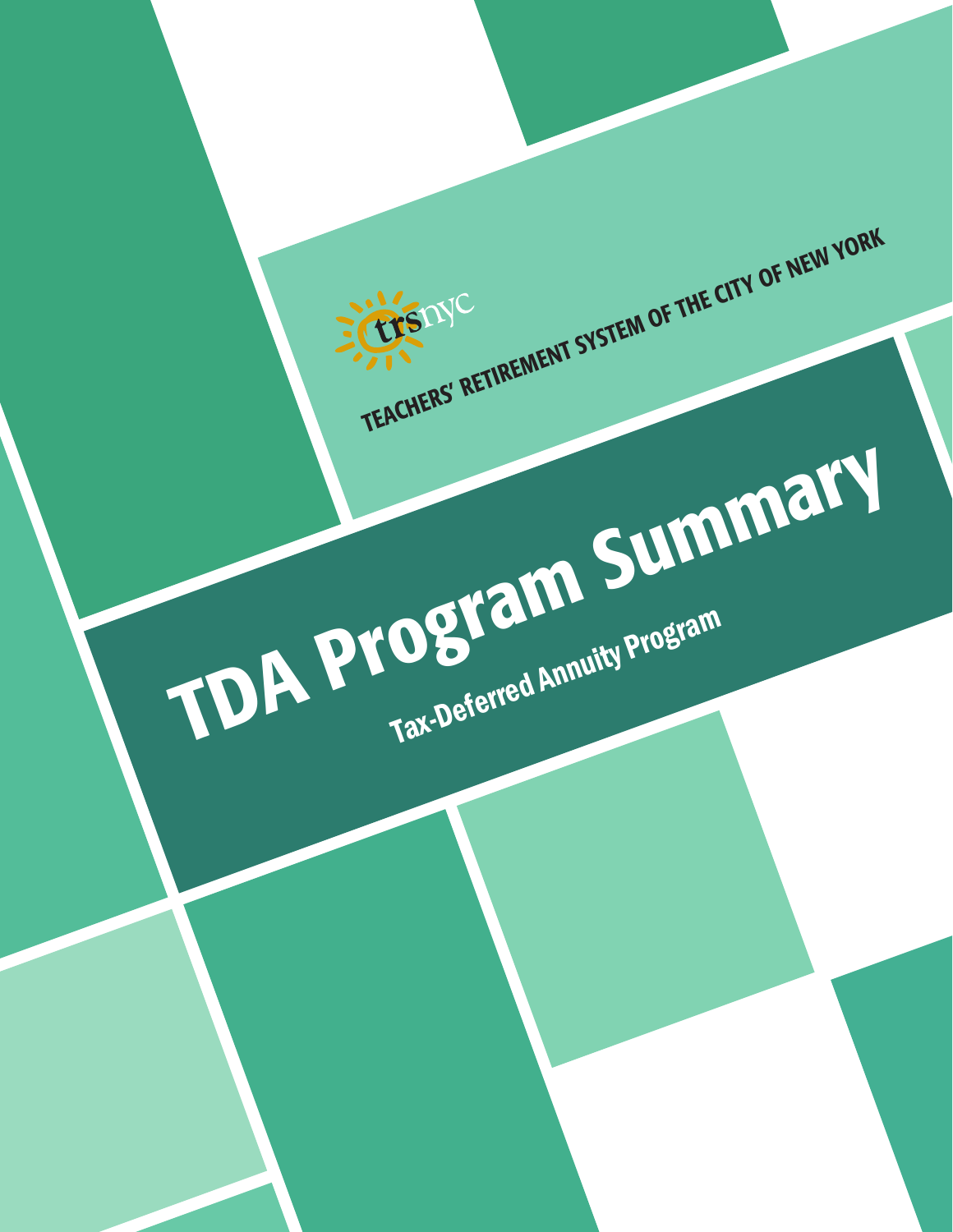trsnyc

TEACHERS' RETIREMENT SYSTEM OF THE CITY OF NEW YORK

# TDA Program Summary

## Tax-Deferred Annuity Program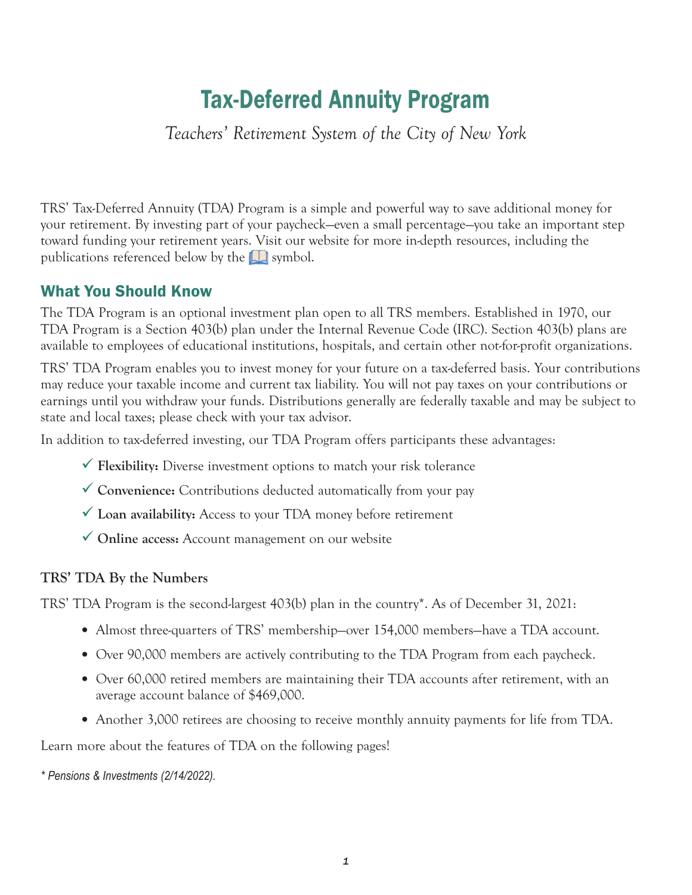# Tax-Deferred Annuity Program

*Teachers' Retirement System of the City of New York*

TRS' Tax-Deferred Annuity (TDA) Program is a simple and powerful way to save additional money for your retirement. By investing part of your paycheck—even a small percentage—you take an important step toward funding your retirement years. Visit our website for more in-depth resources, including the publications referenced below by the 📖 symbol.

## What You Should Know

The TDA Program is an optional investment plan open to all TRS members. Established in 1970, our TDA Program is a Section 403(b) plan under the Internal Revenue Code (IRC). Section 403(b) plans are available to employees of educational institutions, hospitals, and certain other not-for-profit organizations.

TRS' TDA Program enables you to invest money for your future on a tax-deferred basis. Your contributions may reduce your taxable income and current tax liability. You will not pay taxes on your contributions or earnings until you withdraw your funds. Distributions generally are federally taxable and may be subject to state and local taxes; please check with your tax advisor.

In addition to tax-deferred investing, our TDA Program offers participants these advantages:

- ✓ **Flexibility:** Diverse investment options to match your risk tolerance
- ✓ **Convenience:** Contributions deducted automatically from your pay
- ✓ **Loan availability:** Access to your TDA money before retirement
- ✓ **Online access:** Account management on our website

### TRS' TDA By the Numbers

TRS' TDA Program is the second-largest 403(b) plan in the country*. As of December 31, 2021:

- Almost three-quarters of TRS' membership—over 154,000 members—have a TDA account.
- Over 90,000 members are actively contributing to the TDA Program from each paycheck.
- Over 60,000 retired members are maintaining their TDA accounts after retirement, with an average account balance of $469,000.
- Another 3,000 retirees are choosing to receive monthly annuity payments for life from TDA.

Learn more about the features of TDA on the following pages!

*\* Pensions & Investments (2/14/2022).*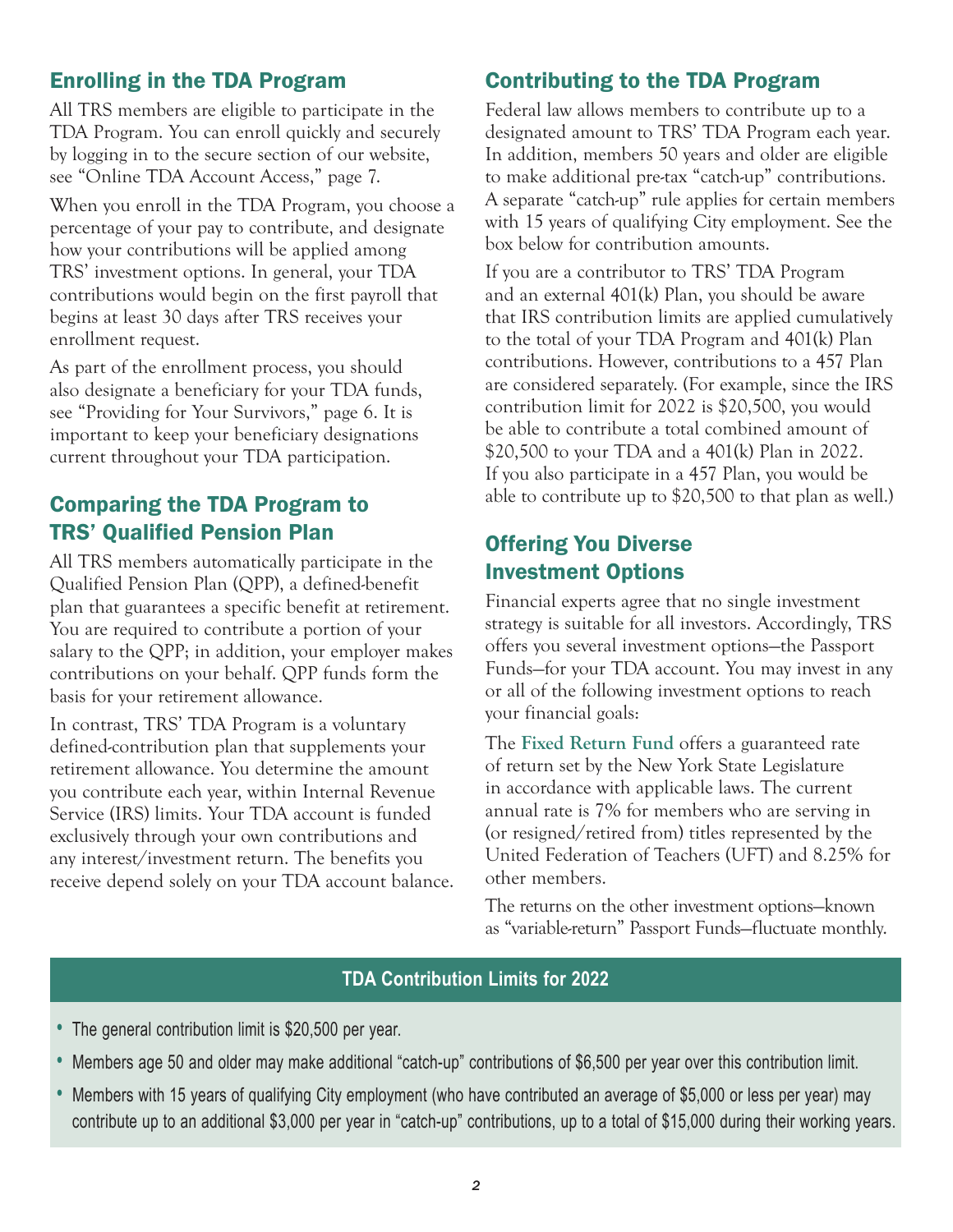## Enrolling in the TDA Program

All TRS members are eligible to participate in the TDA Program. You can enroll quickly and securely by logging in to the secure section of our website, see "Online TDA Account Access," page 7.

When you enroll in the TDA Program, you choose a percentage of your pay to contribute, and designate how your contributions will be applied among TRS' investment options. In general, your TDA contributions would begin on the first payroll that begins at least 30 days after TRS receives your enrollment request.

As part of the enrollment process, you should also designate a beneficiary for your TDA funds, see "Providing for Your Survivors," page 6. It is important to keep your beneficiary designations current throughout your TDA participation.

## Comparing the TDA Program to TRS' Qualified Pension Plan

All TRS members automatically participate in the Qualified Pension Plan (QPP), a defined-benefit plan that guarantees a specific benefit at retirement. You are required to contribute a portion of your salary to the QPP; in addition, your employer makes contributions on your behalf. QPP funds form the basis for your retirement allowance.

In contrast, TRS' TDA Program is a voluntary defined-contribution plan that supplements your retirement allowance. You determine the amount you contribute each year, within Internal Revenue Service (IRS) limits. Your TDA account is funded exclusively through your own contributions and any interest/investment return. The benefits you receive depend solely on your TDA account balance.

## Contributing to the TDA Program

Federal law allows members to contribute up to a designated amount to TRS' TDA Program each year. In addition, members 50 years and older are eligible to make additional pre-tax "catch-up" contributions. A separate "catch-up" rule applies for certain members with 15 years of qualifying City employment. See the box below for contribution amounts.

If you are a contributor to TRS' TDA Program and an external 401(k) Plan, you should be aware that IRS contribution limits are applied cumulatively to the total of your TDA Program and 401(k) Plan contributions. However, contributions to a 457 Plan are considered separately. (For example, since the IRS contribution limit for 2022 is $20,500, you would be able to contribute a total combined amount of $20,500 to your TDA and a 401(k) Plan in 2022. If you also participate in a 457 Plan, you would be able to contribute up to $20,500 to that plan as well.)

## Offering You Diverse Investment Options

Financial experts agree that no single investment strategy is suitable for all investors. Accordingly, TRS offers you several investment options—the Passport Funds—for your TDA account. You may invest in any or all of the following investment options to reach your financial goals:

The **Fixed Return Fund** offers a guaranteed rate of return set by the New York State Legislature in accordance with applicable laws. The current annual rate is 7% for members who are serving in (or resigned/retired from) titles represented by the United Federation of Teachers (UFT) and 8.25% for other members.

The returns on the other investment options—known as "variable-return" Passport Funds—fluctuate monthly.

### TDA Contribution Limits for 2022

- The general contribution limit is $20,500 per year.
- Members age 50 and older may make additional "catch-up" contributions of $6,500 per year over this contribution limit.
- Members with 15 years of qualifying City employment (who have contributed an average of $5,000 or less per year) may contribute up to an additional $3,000 per year in "catch-up" contributions, up to a total of $15,000 during their working years.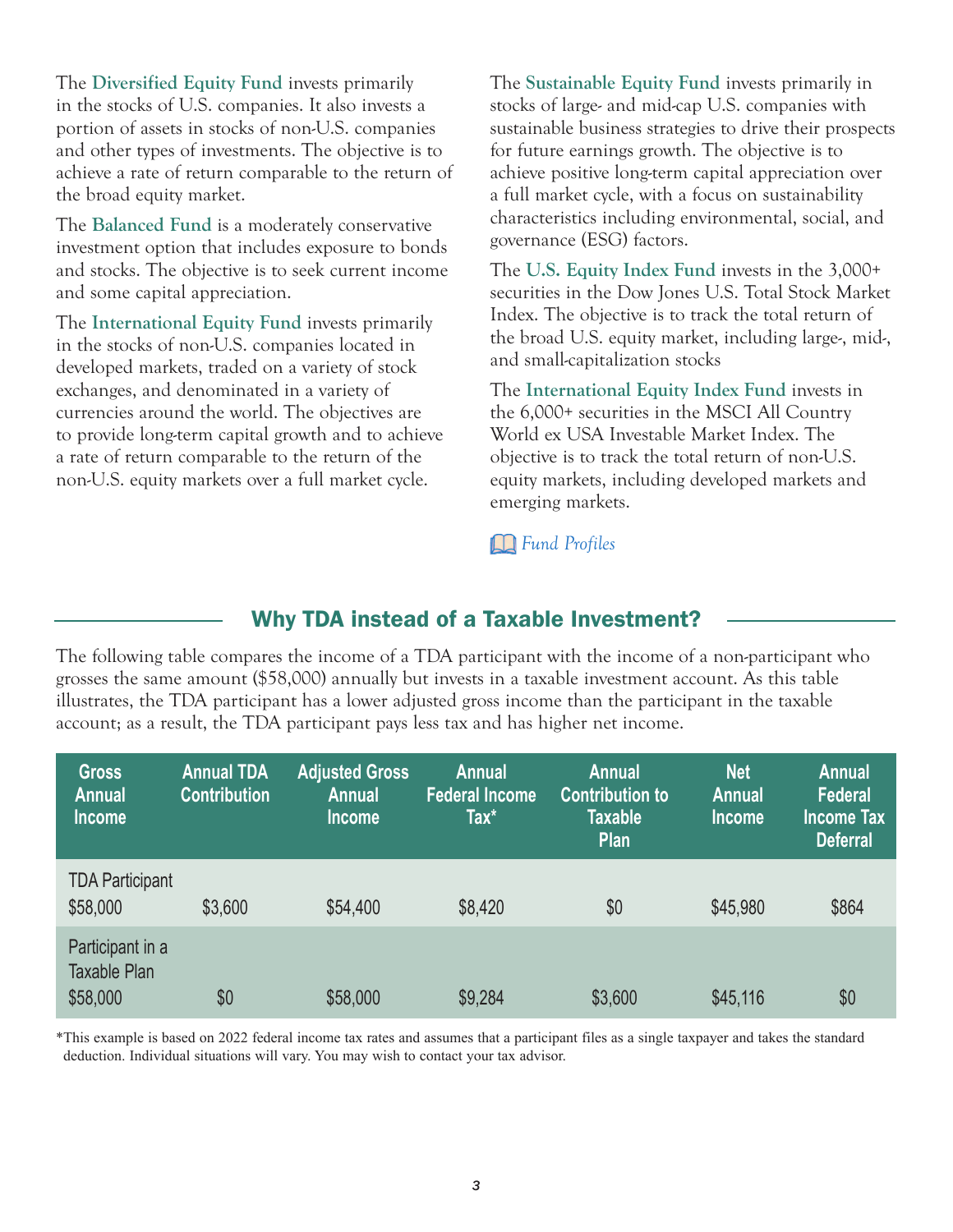The **Diversified Equity Fund** invests primarily in the stocks of U.S. companies. It also invests a portion of assets in stocks of non-U.S. companies and other types of investments. The objective is to achieve a rate of return comparable to the return of the broad equity market.

The **Balanced Fund** is a moderately conservative investment option that includes exposure to bonds and stocks. The objective is to seek current income and some capital appreciation.

The **International Equity Fund** invests primarily in the stocks of non-U.S. companies located in developed markets, traded on a variety of stock exchanges, and denominated in a variety of currencies around the world. The objectives are to provide long-term capital growth and to achieve a rate of return comparable to the return of the non-U.S. equity markets over a full market cycle.

The **Sustainable Equity Fund** invests primarily in stocks of large- and mid-cap U.S. companies with sustainable business strategies to drive their prospects for future earnings growth. The objective is to achieve positive long-term capital appreciation over a full market cycle, with a focus on sustainability characteristics including environmental, social, and governance (ESG) factors.

The **U.S. Equity Index Fund** invests in the 3,000+ securities in the Dow Jones U.S. Total Stock Market Index. The objective is to track the total return of the broad U.S. equity market, including large-, mid-, and small-capitalization stocks

The **International Equity Index Fund** invests in the 6,000+ securities in the MSCI All Country World ex USA Investable Market Index. The objective is to track the total return of non-U.S. equity markets, including developed markets and emerging markets.

*Fund Profiles*

## Why TDA instead of a Taxable Investment?

The following table compares the income of a TDA participant with the income of a non-participant who grosses the same amount ($58,000) annually but invests in a taxable investment account. As this table illustrates, the TDA participant has a lower adjusted gross income than the participant in the taxable account; as a result, the TDA participant pays less tax and has higher net income.

| Gross Annual Income | Annual TDA Contribution | Adjusted Gross Annual Income | Annual Federal Income Tax* | Annual Contribution to Taxable Plan | Net Annual Income | Annual Federal Income Tax Deferral |
|---|---|---|---|---|---|---|
| TDA Participant $58,000 | $3,600 | $54,400 | $8,420 | $0 | $45,980 | $864 |
| Participant in a Taxable Plan $58,000 | $0 | $58,000 | $9,284 | $3,600 | $45,116 | $0 |

*This example is based on 2022 federal income tax rates and assumes that a participant files as a single taxpayer and takes the standard deduction. Individual situations will vary. You may wish to contact your tax advisor.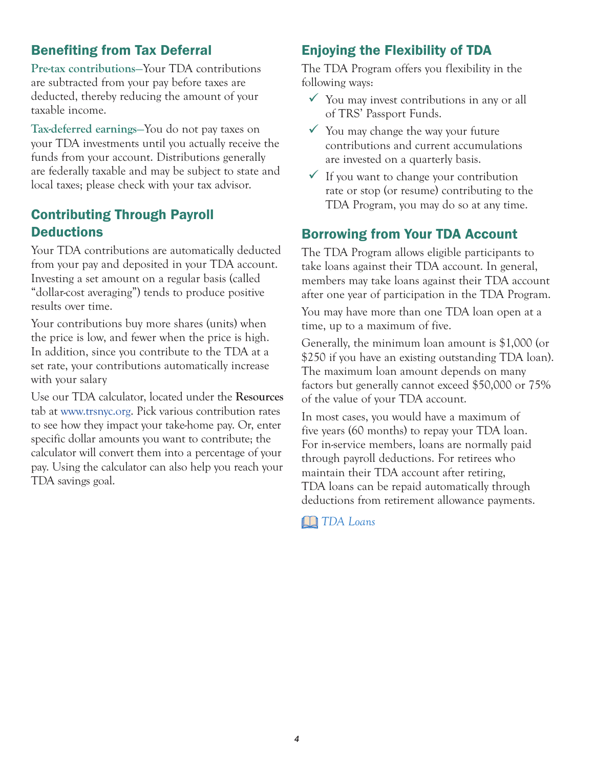## Benefiting from Tax Deferral

**Pre-tax contributions**—Your TDA contributions are subtracted from your pay before taxes are deducted, thereby reducing the amount of your taxable income.

**Tax-deferred earnings**—You do not pay taxes on your TDA investments until you actually receive the funds from your account. Distributions generally are federally taxable and may be subject to state and local taxes; please check with your tax advisor.

## Contributing Through Payroll Deductions

Your TDA contributions are automatically deducted from your pay and deposited in your TDA account. Investing a set amount on a regular basis (called "dollar-cost averaging") tends to produce positive results over time.

Your contributions buy more shares (units) when the price is low, and fewer when the price is high. In addition, since you contribute to the TDA at a set rate, your contributions automatically increase with your salary

Use our TDA calculator, located under the **Resources** tab at www.trsnyc.org. Pick various contribution rates to see how they impact your take-home pay. Or, enter specific dollar amounts you want to contribute; the calculator will convert them into a percentage of your pay. Using the calculator can also help you reach your TDA savings goal.

## Enjoying the Flexibility of TDA

The TDA Program offers you flexibility in the following ways:

- ✓ You may invest contributions in any or all of TRS' Passport Funds.
- ✓ You may change the way your future contributions and current accumulations are invested on a quarterly basis.
- ✓ If you want to change your contribution rate or stop (or resume) contributing to the TDA Program, you may do so at any time.

## Borrowing from Your TDA Account

The TDA Program allows eligible participants to take loans against their TDA account. In general, members may take loans against their TDA account after one year of participation in the TDA Program.

You may have more than one TDA loan open at a time, up to a maximum of five.

Generally, the minimum loan amount is $1,000 (or $250 if you have an existing outstanding TDA loan). The maximum loan amount depends on many factors but generally cannot exceed $50,000 or 75% of the value of your TDA account.

In most cases, you would have a maximum of five years (60 months) to repay your TDA loan. For in-service members, loans are normally paid through payroll deductions. For retirees who maintain their TDA account after retiring, TDA loans can be repaid automatically through deductions from retirement allowance payments.

*TDA Loans*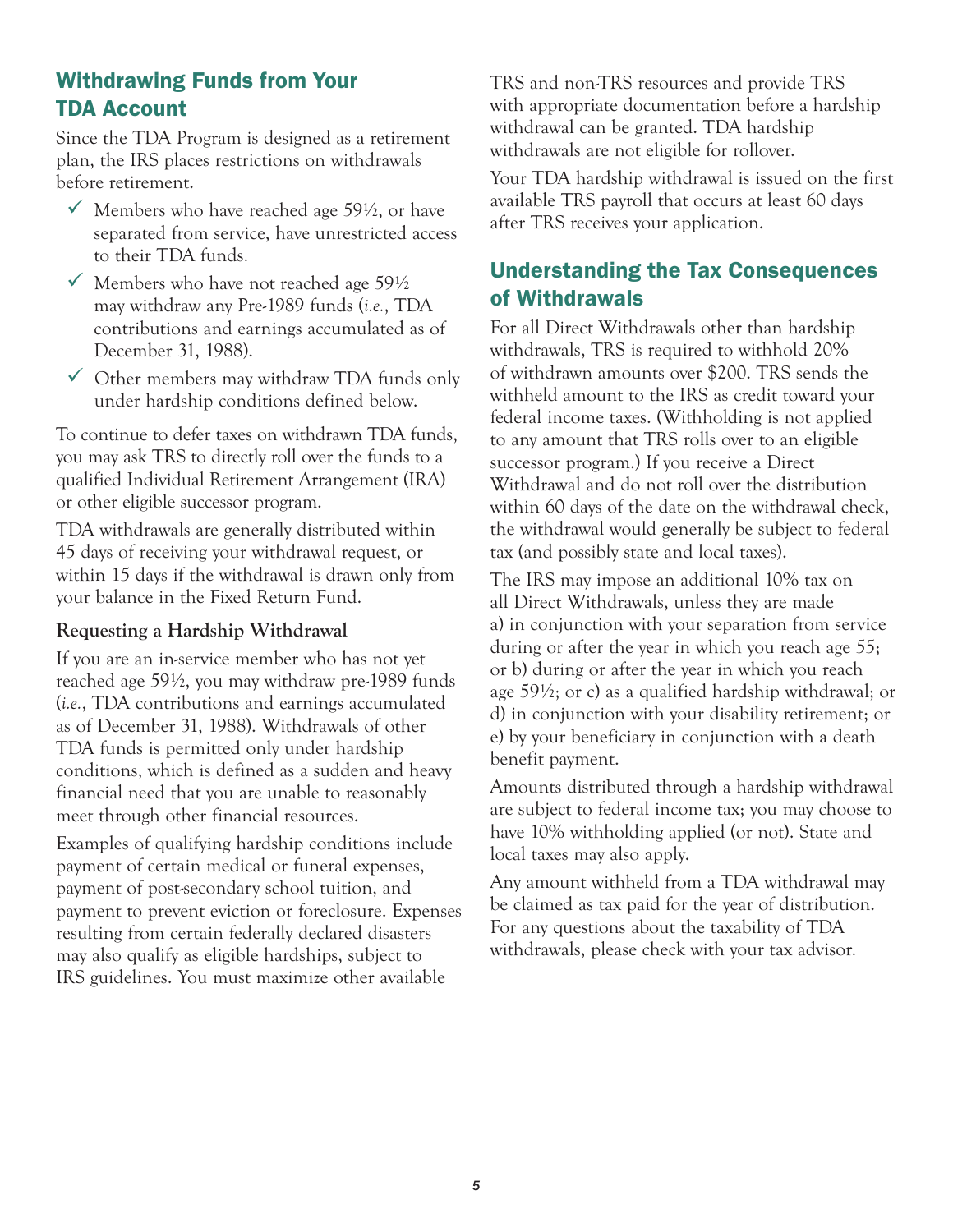## Withdrawing Funds from Your TDA Account

Since the TDA Program is designed as a retirement plan, the IRS places restrictions on withdrawals before retirement.

- ✓ Members who have reached age 59½, or have separated from service, have unrestricted access to their TDA funds.
- ✓ Members who have not reached age 59½ may withdraw any Pre-1989 funds (*i.e.*, TDA contributions and earnings accumulated as of December 31, 1988).
- ✓ Other members may withdraw TDA funds only under hardship conditions defined below.

To continue to defer taxes on withdrawn TDA funds, you may ask TRS to directly roll over the funds to a qualified Individual Retirement Arrangement (IRA) or other eligible successor program.

TDA withdrawals are generally distributed within 45 days of receiving your withdrawal request, or within 15 days if the withdrawal is drawn only from your balance in the Fixed Return Fund.

### Requesting a Hardship Withdrawal

If you are an in-service member who has not yet reached age 59½, you may withdraw pre-1989 funds (*i.e.*, TDA contributions and earnings accumulated as of December 31, 1988). Withdrawals of other TDA funds is permitted only under hardship conditions, which is defined as a sudden and heavy financial need that you are unable to reasonably meet through other financial resources.

Examples of qualifying hardship conditions include payment of certain medical or funeral expenses, payment of post-secondary school tuition, and payment to prevent eviction or foreclosure. Expenses resulting from certain federally declared disasters may also qualify as eligible hardships, subject to IRS guidelines. You must maximize other available TRS and non-TRS resources and provide TRS with appropriate documentation before a hardship withdrawal can be granted. TDA hardship withdrawals are not eligible for rollover.

Your TDA hardship withdrawal is issued on the first available TRS payroll that occurs at least 60 days after TRS receives your application.

## Understanding the Tax Consequences of Withdrawals

For all Direct Withdrawals other than hardship withdrawals, TRS is required to withhold 20% of withdrawn amounts over $200. TRS sends the withheld amount to the IRS as credit toward your federal income taxes. (Withholding is not applied to any amount that TRS rolls over to an eligible successor program.) If you receive a Direct Withdrawal and do not roll over the distribution within 60 days of the date on the withdrawal check, the withdrawal would generally be subject to federal tax (and possibly state and local taxes).

The IRS may impose an additional 10% tax on all Direct Withdrawals, unless they are made a) in conjunction with your separation from service during or after the year in which you reach age 55; or b) during or after the year in which you reach age 59½; or c) as a qualified hardship withdrawal; or d) in conjunction with your disability retirement; or e) by your beneficiary in conjunction with a death benefit payment.

Amounts distributed through a hardship withdrawal are subject to federal income tax; you may choose to have 10% withholding applied (or not). State and local taxes may also apply.

Any amount withheld from a TDA withdrawal may be claimed as tax paid for the year of distribution. For any questions about the taxability of TDA withdrawals, please check with your tax advisor.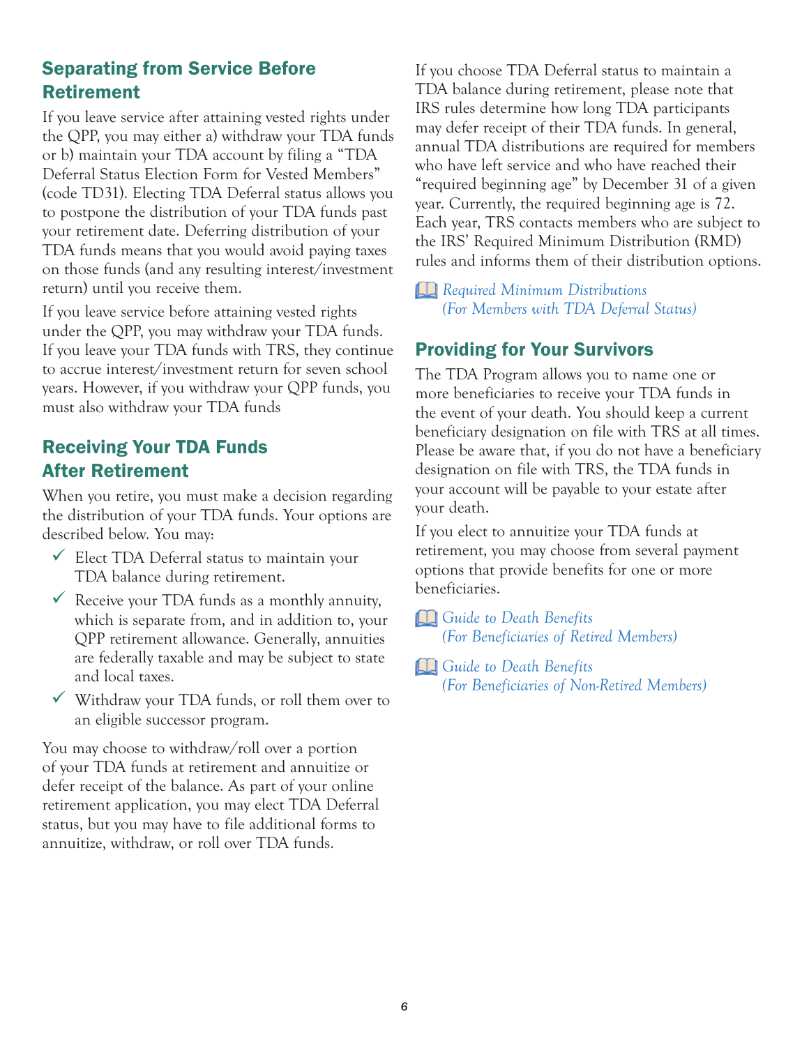## Separating from Service Before Retirement

If you leave service after attaining vested rights under the QPP, you may either a) withdraw your TDA funds or b) maintain your TDA account by filing a "TDA Deferral Status Election Form for Vested Members" (code TD31). Electing TDA Deferral status allows you to postpone the distribution of your TDA funds past your retirement date. Deferring distribution of your TDA funds means that you would avoid paying taxes on those funds (and any resulting interest/investment return) until you receive them.

If you leave service before attaining vested rights under the QPP, you may withdraw your TDA funds. If you leave your TDA funds with TRS, they continue to accrue interest/investment return for seven school years. However, if you withdraw your QPP funds, you must also withdraw your TDA funds

## Receiving Your TDA Funds After Retirement

When you retire, you must make a decision regarding the distribution of your TDA funds. Your options are described below. You may:

- ✓ Elect TDA Deferral status to maintain your TDA balance during retirement.
- ✓ Receive your TDA funds as a monthly annuity, which is separate from, and in addition to, your QPP retirement allowance. Generally, annuities are federally taxable and may be subject to state and local taxes.
- ✓ Withdraw your TDA funds, or roll them over to an eligible successor program.

You may choose to withdraw/roll over a portion of your TDA funds at retirement and annuitize or defer receipt of the balance. As part of your online retirement application, you may elect TDA Deferral status, but you may have to file additional forms to annuitize, withdraw, or roll over TDA funds.

If you choose TDA Deferral status to maintain a TDA balance during retirement, please note that IRS rules determine how long TDA participants may defer receipt of their TDA funds. In general, annual TDA distributions are required for members who have left service and who have reached their "required beginning age" by December 31 of a given year. Currently, the required beginning age is 72. Each year, TRS contacts members who are subject to the IRS' Required Minimum Distribution (RMD) rules and informs them of their distribution options.

*Required Minimum Distributions (For Members with TDA Deferral Status)*

## Providing for Your Survivors

The TDA Program allows you to name one or more beneficiaries to receive your TDA funds in the event of your death. You should keep a current beneficiary designation on file with TRS at all times. Please be aware that, if you do not have a beneficiary designation on file with TRS, the TDA funds in your account will be payable to your estate after your death.

If you elect to annuitize your TDA funds at retirement, you may choose from several payment options that provide benefits for one or more beneficiaries.

*Guide to Death Benefits (For Beneficiaries of Retired Members)*

*Guide to Death Benefits (For Beneficiaries of Non-Retired Members)*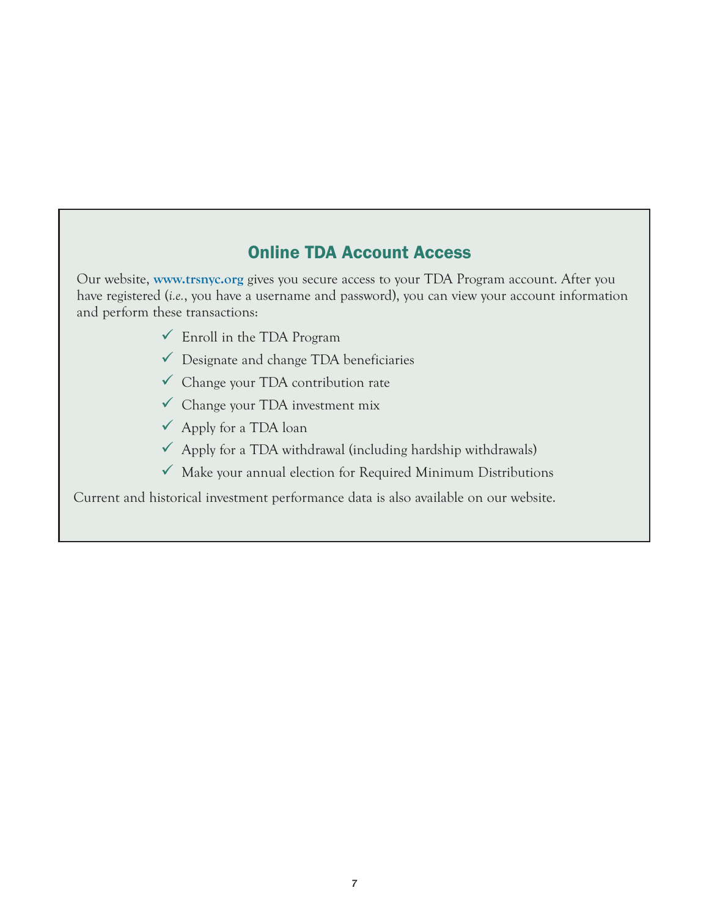## Online TDA Account Access

Our website, **www.trsnyc.org** gives you secure access to your TDA Program account. After you have registered (*i.e.*, you have a username and password), you can view your account information and perform these transactions:

- ✓ Enroll in the TDA Program
- ✓ Designate and change TDA beneficiaries
- ✓ Change your TDA contribution rate
- ✓ Change your TDA investment mix
- ✓ Apply for a TDA loan
- ✓ Apply for a TDA withdrawal (including hardship withdrawals)
- ✓ Make your annual election for Required Minimum Distributions

Current and historical investment performance data is also available on our website.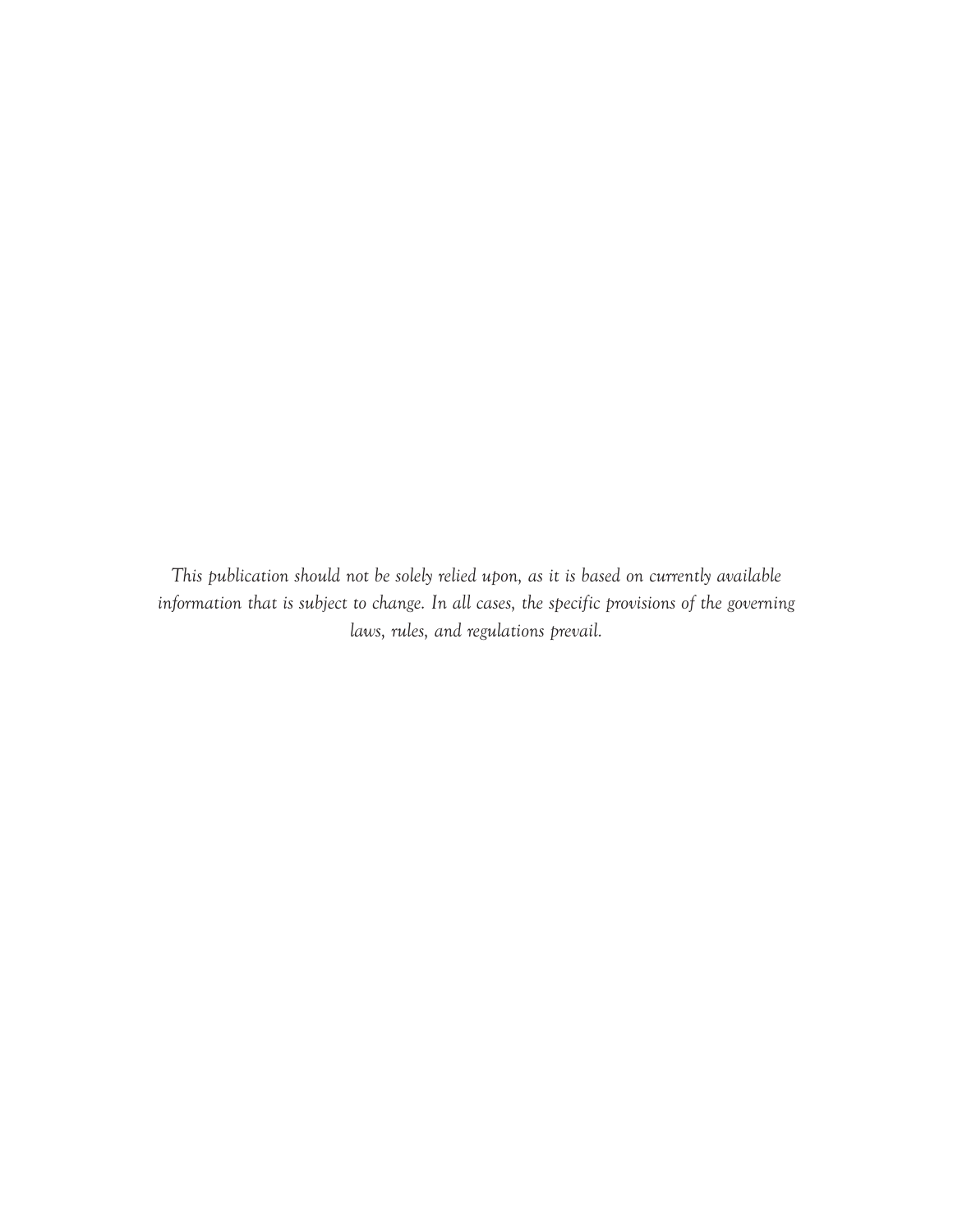*This publication should not be solely relied upon, as it is based on currently available information that is subject to change. In all cases, the specific provisions of the governing laws, rules, and regulations prevail.*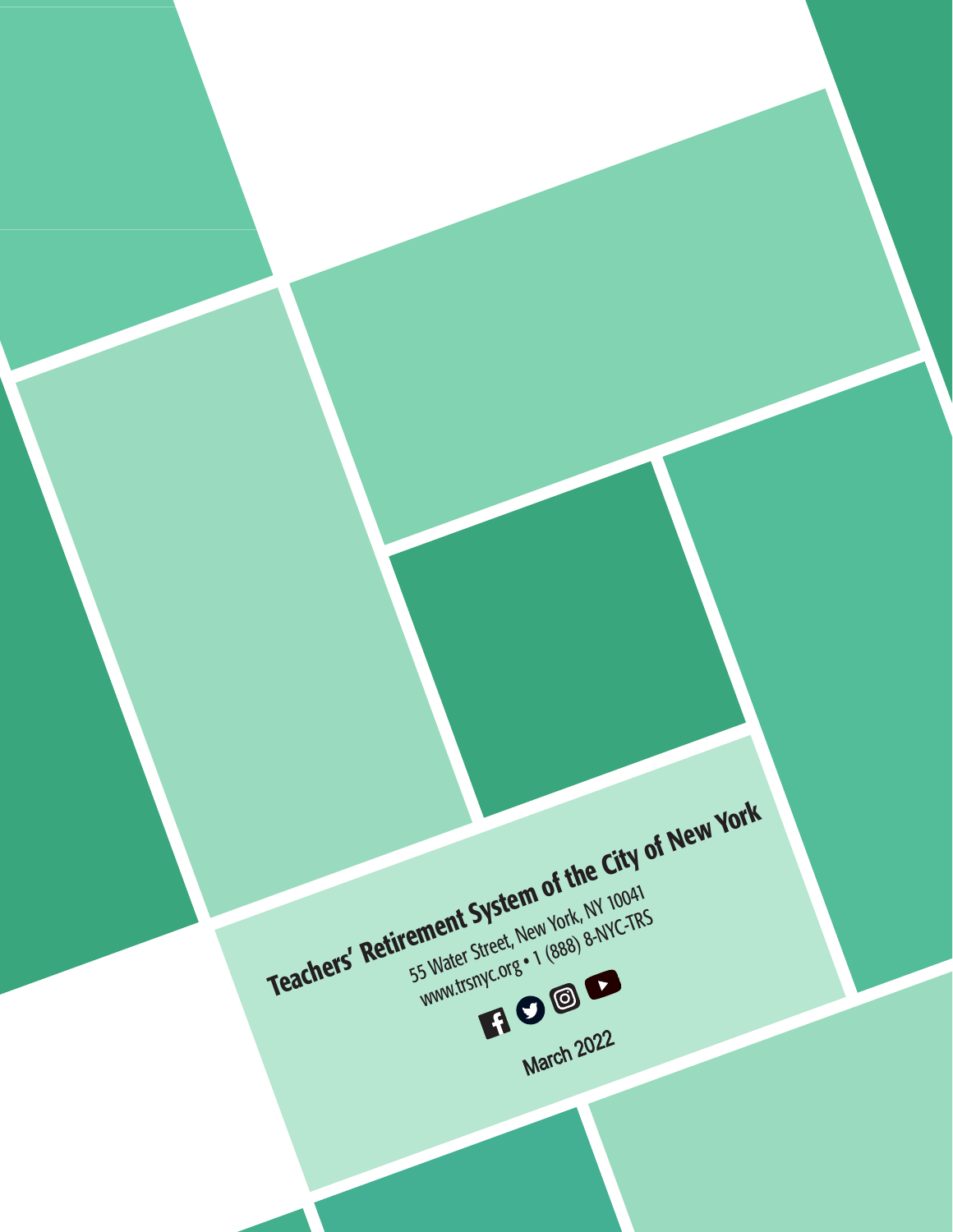**Teachers' Retirement System of the City of New York**

55 Water Street, New York, NY 10041

www.trsnyc.org • 1 (888) 8-NYC-TRS

March 2022